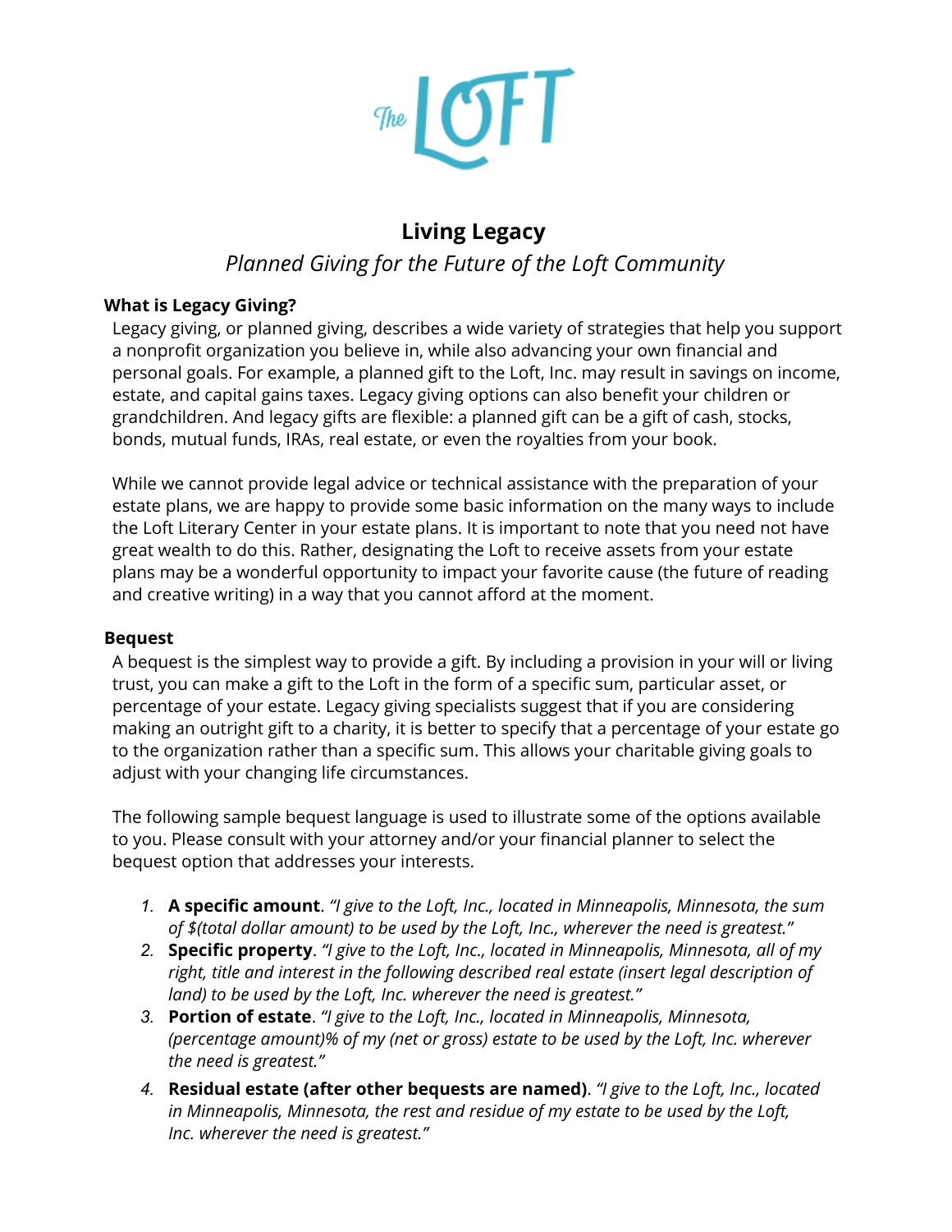The LOFT

# Living Legacy

*Planned Giving for the Future of the Loft Community*

### What is Legacy Giving?

Legacy giving, or planned giving, describes a wide variety of strategies that help you support a nonprofit organization you believe in, while also advancing your own financial and personal goals. For example, a planned gift to the Loft, Inc. may result in savings on income, estate, and capital gains taxes. Legacy giving options can also benefit your children or grandchildren. And legacy gifts are flexible: a planned gift can be a gift of cash, stocks, bonds, mutual funds, IRAs, real estate, or even the royalties from your book.

While we cannot provide legal advice or technical assistance with the preparation of your estate plans, we are happy to provide some basic information on the many ways to include the Loft Literary Center in your estate plans. It is important to note that you need not have great wealth to do this. Rather, designating the Loft to receive assets from your estate plans may be a wonderful opportunity to impact your favorite cause (the future of reading and creative writing) in a way that you cannot afford at the moment.

### Bequest

A bequest is the simplest way to provide a gift. By including a provision in your will or living trust, you can make a gift to the Loft in the form of a specific sum, particular asset, or percentage of your estate. Legacy giving specialists suggest that if you are considering making an outright gift to a charity, it is better to specify that a percentage of your estate go to the organization rather than a specific sum. This allows your charitable giving goals to adjust with your changing life circumstances.

The following sample bequest language is used to illustrate some of the options available to you. Please consult with your attorney and/or your financial planner to select the bequest option that addresses your interests.

1. **A specific amount**. *"I give to the Loft, Inc., located in Minneapolis, Minnesota, the sum of $(total dollar amount) to be used by the Loft, Inc., wherever the need is greatest."*
2. **Specific property**. *"I give to the Loft, Inc., located in Minneapolis, Minnesota, all of my right, title and interest in the following described real estate (insert legal description of land) to be used by the Loft, Inc. wherever the need is greatest."*
3. **Portion of estate**. *"I give to the Loft, Inc., located in Minneapolis, Minnesota, (percentage amount)% of my (net or gross) estate to be used by the Loft, Inc. wherever the need is greatest."*
4. **Residual estate (after other bequests are named)**. *"I give to the Loft, Inc., located in Minneapolis, Minnesota, the rest and residue of my estate to be used by the Loft, Inc. wherever the need is greatest."*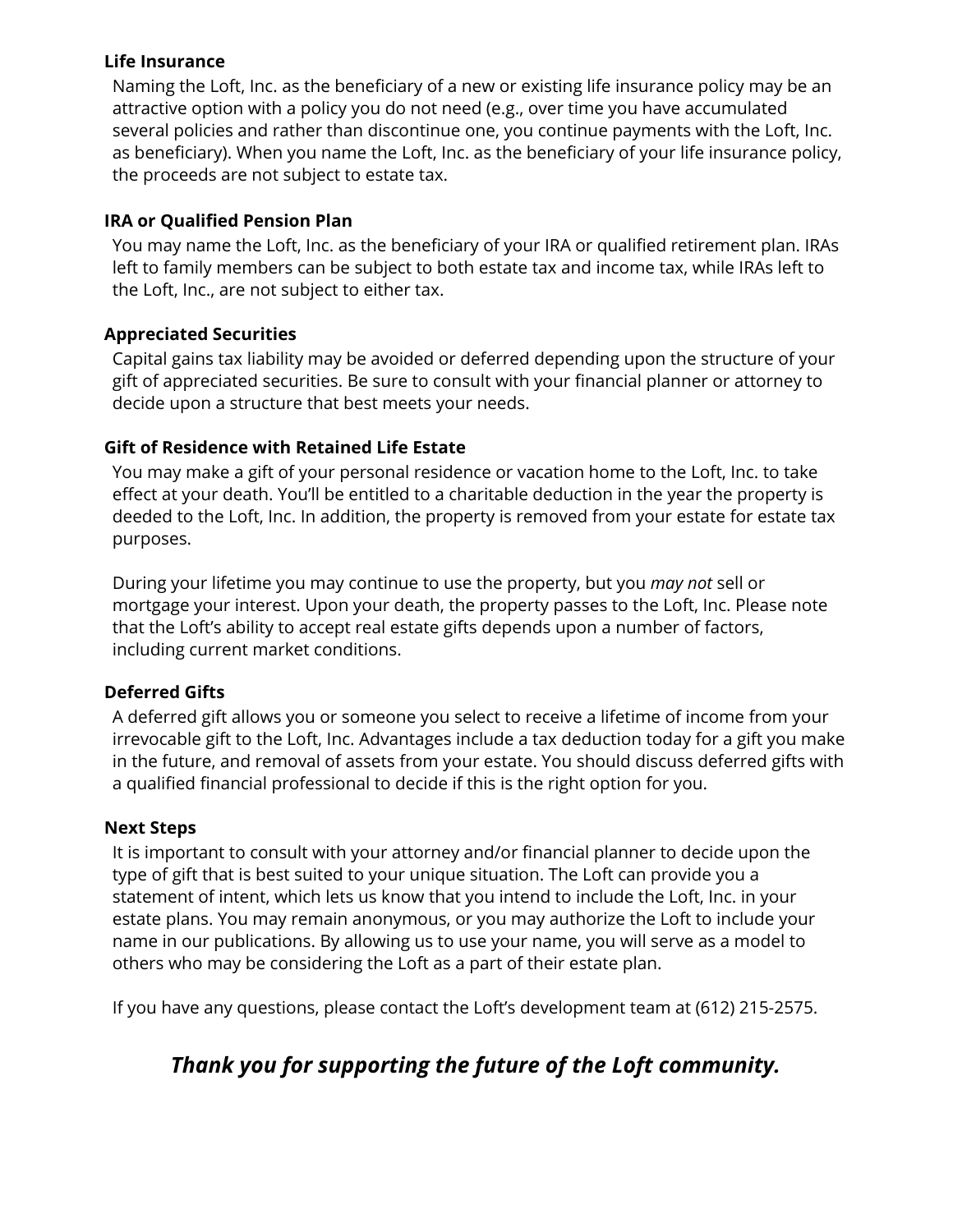### Life Insurance

Naming the Loft, Inc. as the beneficiary of a new or existing life insurance policy may be an attractive option with a policy you do not need (e.g., over time you have accumulated several policies and rather than discontinue one, you continue payments with the Loft, Inc. as beneficiary). When you name the Loft, Inc. as the beneficiary of your life insurance policy, the proceeds are not subject to estate tax.

### IRA or Qualified Pension Plan

You may name the Loft, Inc. as the beneficiary of your IRA or qualified retirement plan. IRAs left to family members can be subject to both estate tax and income tax, while IRAs left to the Loft, Inc., are not subject to either tax.

### Appreciated Securities

Capital gains tax liability may be avoided or deferred depending upon the structure of your gift of appreciated securities. Be sure to consult with your financial planner or attorney to decide upon a structure that best meets your needs.

### Gift of Residence with Retained Life Estate

You may make a gift of your personal residence or vacation home to the Loft, Inc. to take effect at your death. You'll be entitled to a charitable deduction in the year the property is deeded to the Loft, Inc. In addition, the property is removed from your estate for estate tax purposes.

During your lifetime you may continue to use the property, but you *may not* sell or mortgage your interest. Upon your death, the property passes to the Loft, Inc. Please note that the Loft's ability to accept real estate gifts depends upon a number of factors, including current market conditions.

### Deferred Gifts

A deferred gift allows you or someone you select to receive a lifetime of income from your irrevocable gift to the Loft, Inc. Advantages include a tax deduction today for a gift you make in the future, and removal of assets from your estate. You should discuss deferred gifts with a qualified financial professional to decide if this is the right option for you.

### Next Steps

It is important to consult with your attorney and/or financial planner to decide upon the type of gift that is best suited to your unique situation. The Loft can provide you a statement of intent, which lets us know that you intend to include the Loft, Inc. in your estate plans. You may remain anonymous, or you may authorize the Loft to include your name in our publications. By allowing us to use your name, you will serve as a model to others who may be considering the Loft as a part of their estate plan.

If you have any questions, please contact the Loft's development team at (612) 215-2575.

***Thank you for supporting the future of the Loft community.***